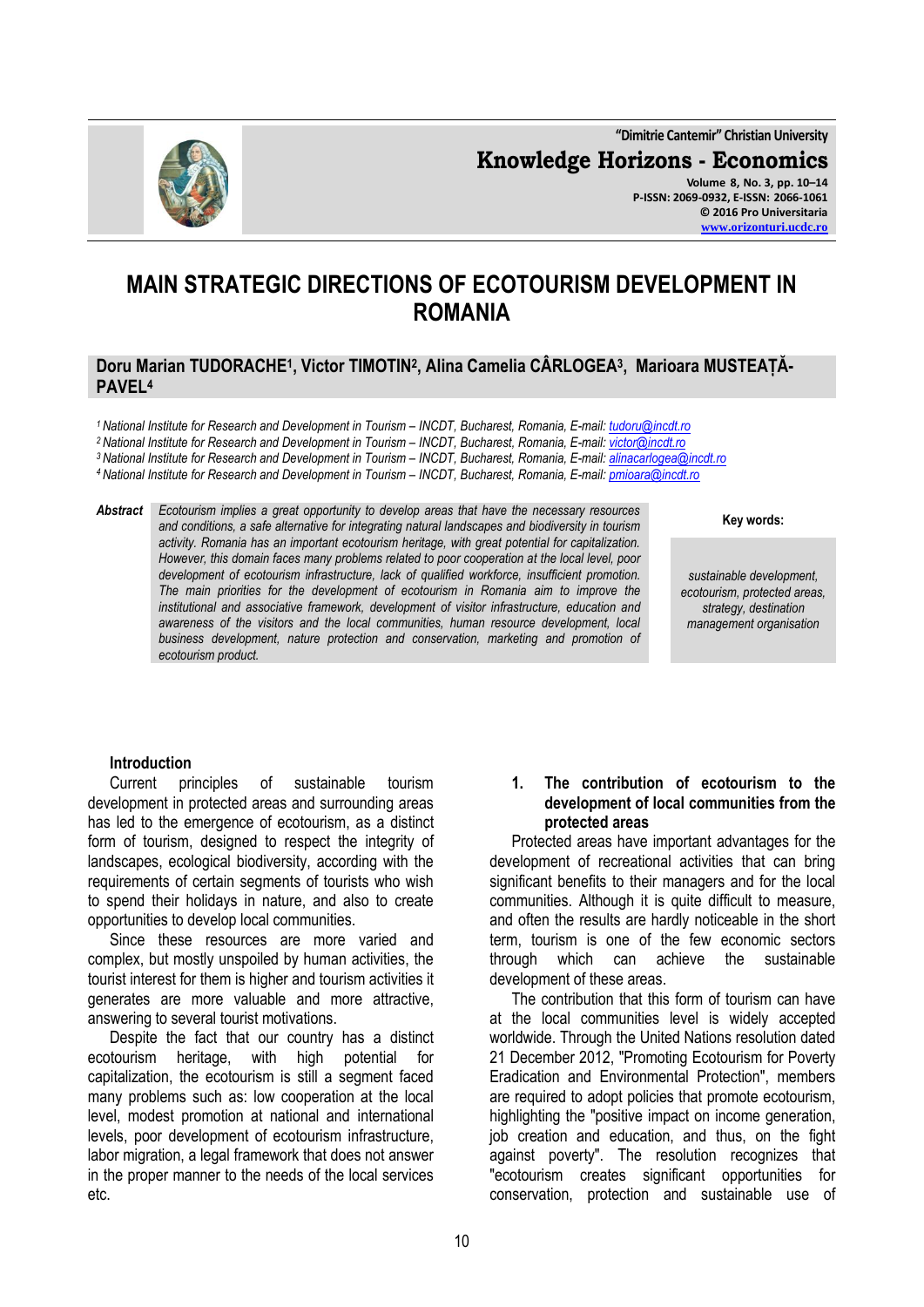# MAIN STRATEGIC DIRECTIONS OF ECOTOURISM DEVELOPMENT IN ROMANIA

**Doru Marian TUDORACHE[1], Victor TIMOTIN[2], Alina Camelia CÂRLOGEA[3], Marioara MUSTEAȚĂ-PAVEL[4]**

[1] *National Institute for Research and Development in Tourism – INCDT, Bucharest, Romania, E-mail: tudoru@incdt.ro*
[2] *National Institute for Research and Development in Tourism – INCDT, Bucharest, Romania, E-mail: victor@incdt.ro*
[3] *National Institute for Research and Development in Tourism – INCDT, Bucharest, Romania, E-mail: alinacarlogea@incdt.ro*
[4] *National Institute for Research and Development in Tourism – INCDT, Bucharest, Romania, E-mail: pmioara@incdt.ro*

***Abstract*** *Ecotourism implies a great opportunity to develop areas that have the necessary resources and conditions, a safe alternative for integrating natural landscapes and biodiversity in tourism activity. Romania has an important ecotourism heritage, with great potential for capitalization. However, this domain faces many problems related to poor cooperation at the local level, poor development of ecotourism infrastructure, lack of qualified workforce, insufficient promotion. The main priorities for the development of ecotourism in Romania aim to improve the institutional and associative framework, development of visitor infrastructure, education and awareness of the visitors and the local communities, human resource development, local business development, nature protection and conservation, marketing and promotion of ecotourism product.*

**Key words:** *sustainable development, ecotourism, protected areas, strategy, destination management organisation*

## Introduction

Current principles of sustainable tourism development in protected areas and surrounding areas has led to the emergence of ecotourism, as a distinct form of tourism, designed to respect the integrity of landscapes, ecological biodiversity, according with the requirements of certain segments of tourists who wish to spend their holidays in nature, and also to create opportunities to develop local communities.

Since these resources are more varied and complex, but mostly unspoiled by human activities, the tourist interest for them is higher and tourism activities it generates are more valuable and more attractive, answering to several tourist motivations.

Despite the fact that our country has a distinct ecotourism heritage, with high potential for capitalization, the ecotourism is still a segment faced many problems such as: low cooperation at the local level, modest promotion at national and international levels, poor development of ecotourism infrastructure, labor migration, a legal framework that does not answer in the proper manner to the needs of the local services etc.

## 1. The contribution of ecotourism to the development of local communities from the protected areas

Protected areas have important advantages for the development of recreational activities that can bring significant benefits to their managers and for the local communities. Although it is quite difficult to measure, and often the results are hardly noticeable in the short term, tourism is one of the few economic sectors through which can achieve the sustainable development of these areas.

The contribution that this form of tourism can have at the local communities level is widely accepted worldwide. Through the United Nations resolution dated 21 December 2012, "Promoting Ecotourism for Poverty Eradication and Environmental Protection", members are required to adopt policies that promote ecotourism, highlighting the "positive impact on income generation, job creation and education, and thus, on the fight against poverty". The resolution recognizes that "ecotourism creates significant opportunities for conservation, protection and sustainable use of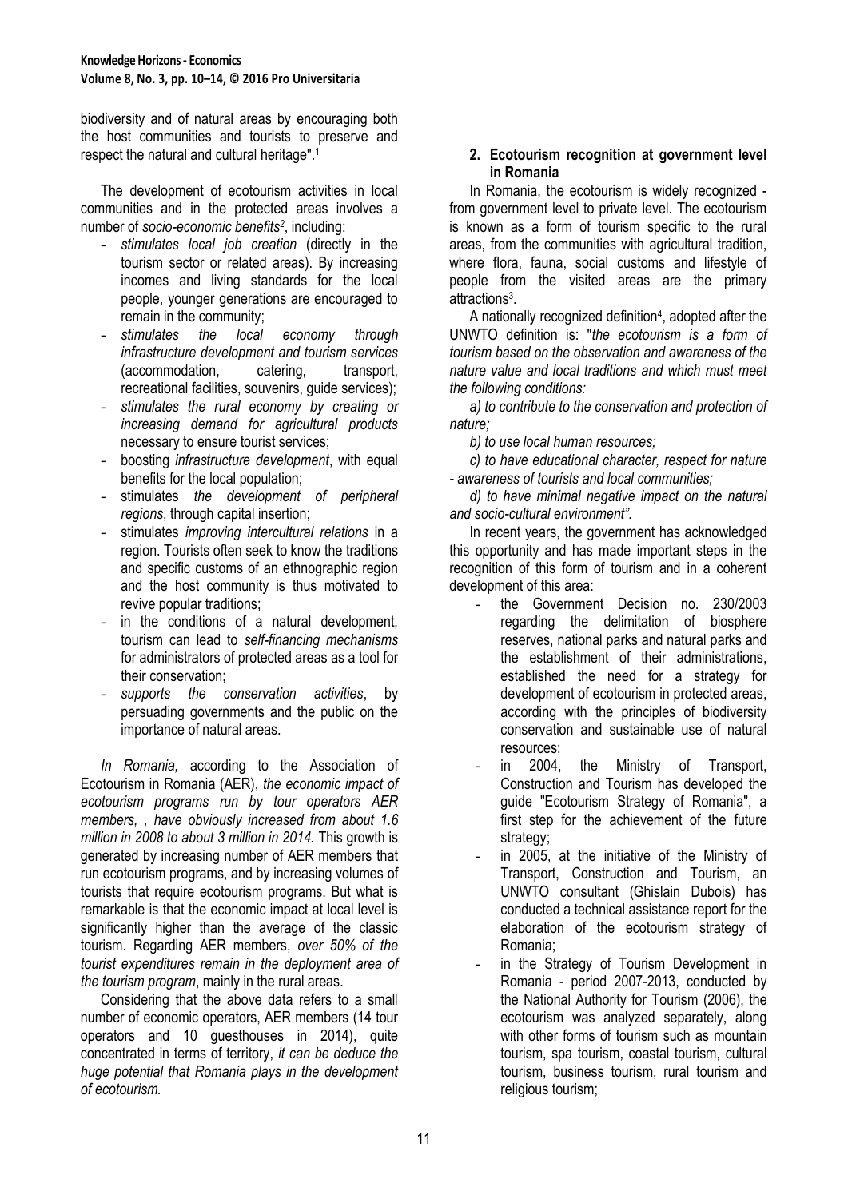biodiversity and of natural areas by encouraging both the host communities and tourists to preserve and respect the natural and cultural heritage".[1]

The development of ecotourism activities in local communities and in the protected areas involves a number of *socio-economic benefits*[2], including:

- *stimulates local job creation* (directly in the tourism sector or related areas). By increasing incomes and living standards for the local people, younger generations are encouraged to remain in the community;
- *stimulates the local economy through infrastructure development and tourism services* (accommodation, catering, transport, recreational facilities, souvenirs, guide services);
- *stimulates the rural economy by creating or increasing demand for agricultural products* necessary to ensure tourist services;
- boosting *infrastructure development*, with equal benefits for the local population;
- stimulates *the development of peripheral regions*, through capital insertion;
- stimulates *improving intercultural relations* in a region. Tourists often seek to know the traditions and specific customs of an ethnographic region and the host community is thus motivated to revive popular traditions;
- in the conditions of a natural development, tourism can lead to *self-financing mechanisms* for administrators of protected areas as a tool for their conservation;
- *supports the conservation activities*, by persuading governments and the public on the importance of natural areas.

*In Romania,* according to the Association of Ecotourism in Romania (AER), *the economic impact of ecotourism programs run by tour operators AER members, , have obviously increased from about 1.6 million in 2008 to about 3 million in 2014.* This growth is generated by increasing number of AER members that run ecotourism programs, and by increasing volumes of tourists that require ecotourism programs. But what is remarkable is that the economic impact at local level is significantly higher than the average of the classic tourism. Regarding AER members, *over 50% of the tourist expenditures remain in the deployment area of the tourism program*, mainly in the rural areas.

Considering that the above data refers to a small number of economic operators, AER members (14 tour operators and 10 guesthouses in 2014), quite concentrated in terms of territory, *it can be deduce the huge potential that Romania plays in the development of ecotourism.*

## 2. Ecotourism recognition at government level in Romania

In Romania, the ecotourism is widely recognized - from government level to private level. The ecotourism is known as a form of tourism specific to the rural areas, from the communities with agricultural tradition, where flora, fauna, social customs and lifestyle of people from the visited areas are the primary attractions[3].

A nationally recognized definition[4], adopted after the UNWTO definition is: "*the ecotourism is a form of tourism based on the observation and awareness of the nature value and local traditions and which must meet the following conditions:*

*a) to contribute to the conservation and protection of nature;*

*b) to use local human resources;*

*c) to have educational character, respect for nature - awareness of tourists and local communities;*

*d) to have minimal negative impact on the natural and socio-cultural environment".*

In recent years, the government has acknowledged this opportunity and has made important steps in the recognition of this form of tourism and in a coherent development of this area:

- the Government Decision no. 230/2003 regarding the delimitation of biosphere reserves, national parks and natural parks and the establishment of their administrations, established the need for a strategy for development of ecotourism in protected areas, according with the principles of biodiversity conservation and sustainable use of natural resources;
- in 2004, the Ministry of Transport, Construction and Tourism has developed the guide "Ecotourism Strategy of Romania", a first step for the achievement of the future strategy;
- in 2005, at the initiative of the Ministry of Transport, Construction and Tourism, an UNWTO consultant (Ghislain Dubois) has conducted a technical assistance report for the elaboration of the ecotourism strategy of Romania;
- in the Strategy of Tourism Development in Romania - period 2007-2013, conducted by the National Authority for Tourism (2006), the ecotourism was analyzed separately, along with other forms of tourism such as mountain tourism, spa tourism, coastal tourism, cultural tourism, business tourism, rural tourism and religious tourism;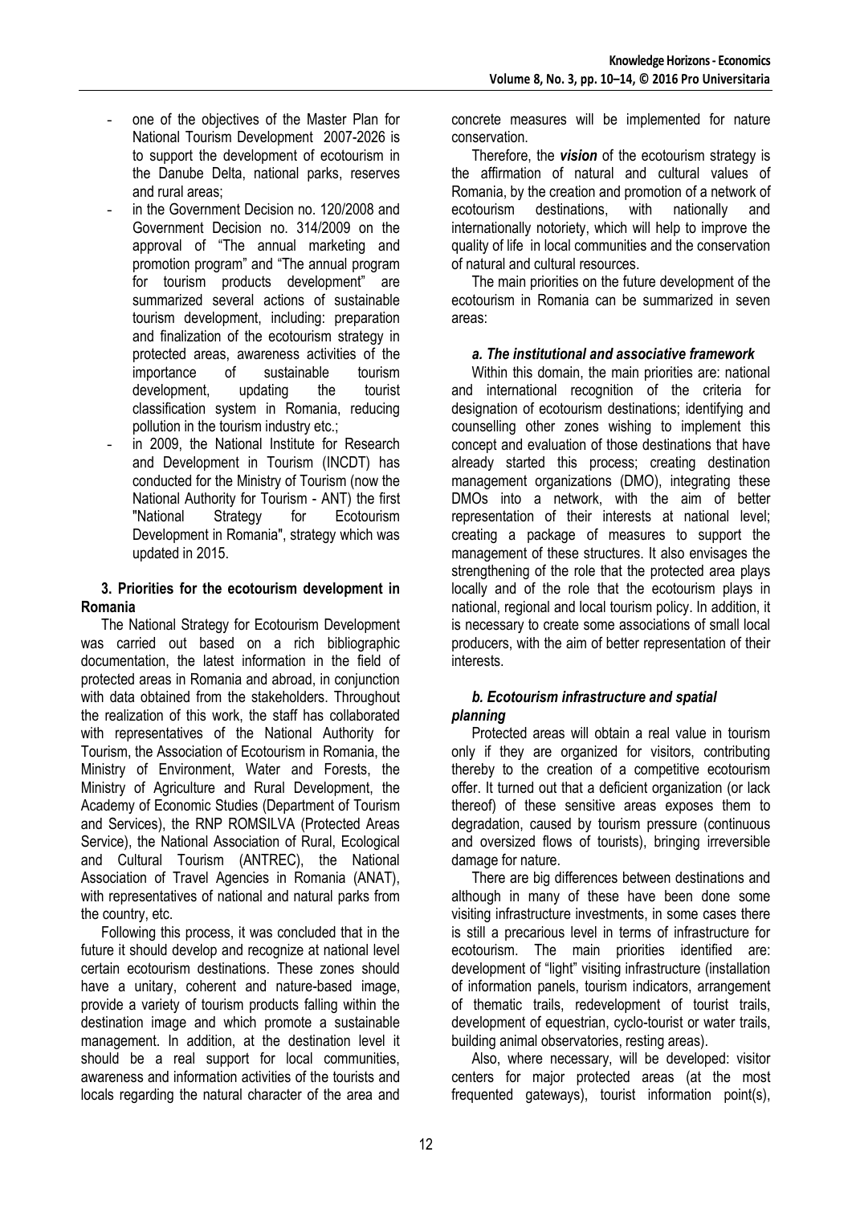- one of the objectives of the Master Plan for National Tourism Development 2007-2026 is to support the development of ecotourism in the Danube Delta, national parks, reserves and rural areas;
- in the Government Decision no. 120/2008 and Government Decision no. 314/2009 on the approval of "The annual marketing and promotion program" and "The annual program for tourism products development" are summarized several actions of sustainable tourism development, including: preparation and finalization of the ecotourism strategy in protected areas, awareness activities of the importance of sustainable tourism development, updating the tourist classification system in Romania, reducing pollution in the tourism industry etc.;
- in 2009, the National Institute for Research and Development in Tourism (INCDT) has conducted for the Ministry of Tourism (now the National Authority for Tourism - ANT) the first "National Strategy for Ecotourism Development in Romania", strategy which was updated in 2015.

## 3. Priorities for the ecotourism development in Romania

The National Strategy for Ecotourism Development was carried out based on a rich bibliographic documentation, the latest information in the field of protected areas in Romania and abroad, in conjunction with data obtained from the stakeholders. Throughout the realization of this work, the staff has collaborated with representatives of the National Authority for Tourism, the Association of Ecotourism in Romania, the Ministry of Environment, Water and Forests, the Ministry of Agriculture and Rural Development, the Academy of Economic Studies (Department of Tourism and Services), the RNP ROMSILVA (Protected Areas Service), the National Association of Rural, Ecological and Cultural Tourism (ANTREC), the National Association of Travel Agencies in Romania (ANAT), with representatives of national and natural parks from the country, etc.

Following this process, it was concluded that in the future it should develop and recognize at national level certain ecotourism destinations. These zones should have a unitary, coherent and nature-based image, provide a variety of tourism products falling within the destination image and which promote a sustainable management. In addition, at the destination level it should be a real support for local communities, awareness and information activities of the tourists and locals regarding the natural character of the area and concrete measures will be implemented for nature conservation.

Therefore, the ***vision*** of the ecotourism strategy is the affirmation of natural and cultural values of Romania, by the creation and promotion of a network of ecotourism destinations, with nationally and internationally notoriety, which will help to improve the quality of life in local communities and the conservation of natural and cultural resources.

The main priorities on the future development of the ecotourism in Romania can be summarized in seven areas:

### *a. The institutional and associative framework*

Within this domain, the main priorities are: national and international recognition of the criteria for designation of ecotourism destinations; identifying and counselling other zones wishing to implement this concept and evaluation of those destinations that have already started this process; creating destination management organizations (DMO), integrating these DMOs into a network, with the aim of better representation of their interests at national level; creating a package of measures to support the management of these structures. It also envisages the strengthening of the role that the protected area plays locally and of the role that the ecotourism plays in national, regional and local tourism policy. In addition, it is necessary to create some associations of small local producers, with the aim of better representation of their interests.

### *b. Ecotourism infrastructure and spatial planning*

Protected areas will obtain a real value in tourism only if they are organized for visitors, contributing thereby to the creation of a competitive ecotourism offer. It turned out that a deficient organization (or lack thereof) of these sensitive areas exposes them to degradation, caused by tourism pressure (continuous and oversized flows of tourists), bringing irreversible damage for nature.

There are big differences between destinations and although in many of these have been done some visiting infrastructure investments, in some cases there is still a precarious level in terms of infrastructure for ecotourism. The main priorities identified are: development of "light" visiting infrastructure (installation of information panels, tourism indicators, arrangement of thematic trails, redevelopment of tourist trails, development of equestrian, cyclo-tourist or water trails, building animal observatories, resting areas).

Also, where necessary, will be developed: visitor centers for major protected areas (at the most frequented gateways), tourist information point(s),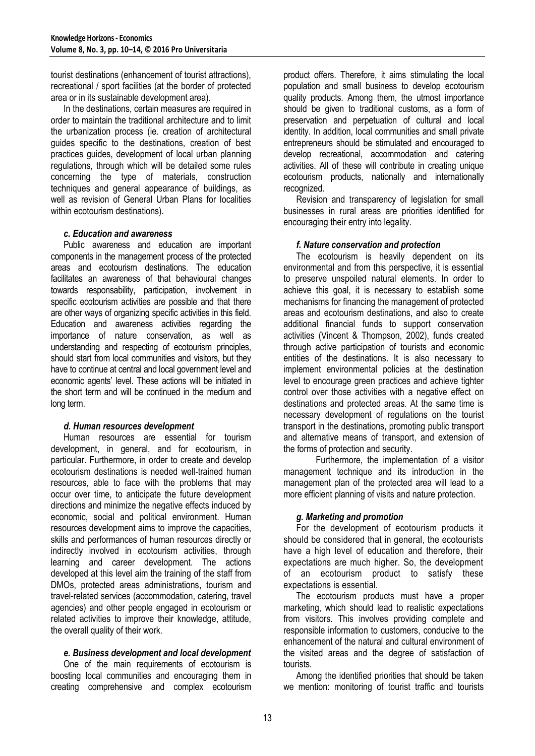tourist destinations (enhancement of tourist attractions), recreational / sport facilities (at the border of protected area or in its sustainable development area).

In the destinations, certain measures are required in order to maintain the traditional architecture and to limit the urbanization process (ie. creation of architectural guides specific to the destinations, creation of best practices guides, development of local urban planning regulations, through which will be detailed some rules concerning the type of materials, construction techniques and general appearance of buildings, as well as revision of General Urban Plans for localities within ecotourism destinations).

#### *c. Education and awareness*

Public awareness and education are important components in the management process of the protected areas and ecotourism destinations. The education facilitates an awareness of that behavioural changes towards responsability, participation, involvement in specific ecotourism activities are possible and that there are other ways of organizing specific activities in this field. Education and awareness activities regarding the importance of nature conservation, as well as understanding and respecting of ecotourism principles, should start from local communities and visitors, but they have to continue at central and local government level and economic agents' level. These actions will be initiated in the short term and will be continued in the medium and long term.

#### *d. Human resources development*

Human resources are essential for tourism development, in general, and for ecotourism, in particular. Furthermore, in order to create and develop ecotourism destinations is needed well-trained human resources, able to face with the problems that may occur over time, to anticipate the future development directions and minimize the negative effects induced by economic, social and political environment. Human resources development aims to improve the capacities, skills and performances of human resources directly or indirectly involved in ecotourism activities, through learning and career development. The actions developed at this level aim the training of the staff from DMOs, protected areas administrations, tourism and travel-related services (accommodation, catering, travel agencies) and other people engaged in ecotourism or related activities to improve their knowledge, attitude, the overall quality of their work.

#### *e. Business development and local development*

One of the main requirements of ecotourism is boosting local communities and encouraging them in creating comprehensive and complex ecotourism product offers. Therefore, it aims stimulating the local population and small business to develop ecotourism quality products. Among them, the utmost importance should be given to traditional customs, as a form of preservation and perpetuation of cultural and local identity. In addition, local communities and small private entrepreneurs should be stimulated and encouraged to develop recreational, accommodation and catering activities. All of these will contribute in creating unique ecotourism products, nationally and internationally recognized.

Revision and transparency of legislation for small businesses in rural areas are priorities identified for encouraging their entry into legality.

#### *f. Nature conservation and protection*

The ecotourism is heavily dependent on its environmental and from this perspective, it is essential to preserve unspoiled natural elements. In order to achieve this goal, it is necessary to establish some mechanisms for financing the management of protected areas and ecotourism destinations, and also to create additional financial funds to support conservation activities (Vincent & Thompson, 2002), funds created through active participation of tourists and economic entities of the destinations. It is also necessary to implement environmental policies at the destination level to encourage green practices and achieve tighter control over those activities with a negative effect on destinations and protected areas. At the same time is necessary development of regulations on the tourist transport in the destinations, promoting public transport and alternative means of transport, and extension of the forms of protection and security.

Furthermore, the implementation of a visitor management technique and its introduction in the management plan of the protected area will lead to a more efficient planning of visits and nature protection.

#### *g. Marketing and promotion*

For the development of ecotourism products it should be considered that in general, the ecotourists have a high level of education and therefore, their expectations are much higher. So, the development of an ecotourism product to satisfy these expectations is essential.

The ecotourism products must have a proper marketing, which should lead to realistic expectations from visitors. This involves providing complete and responsible information to customers, conducive to the enhancement of the natural and cultural environment of the visited areas and the degree of satisfaction of tourists.

Among the identified priorities that should be taken we mention: monitoring of tourist traffic and tourists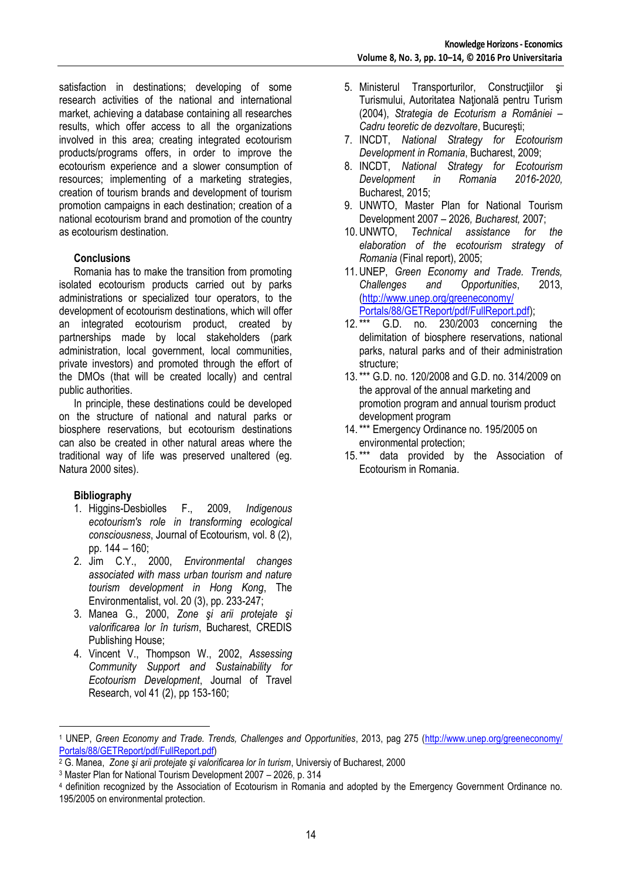satisfaction in destinations; developing of some research activities of the national and international market, achieving a database containing all researches results, which offer access to all the organizations involved in this area; creating integrated ecotourism products/programs offers, in order to improve the ecotourism experience and a slower consumption of resources; implementing of a marketing strategies, creation of tourism brands and development of tourism promotion campaigns in each destination; creation of a national ecotourism brand and promotion of the country as ecotourism destination.

### Conclusions

Romania has to make the transition from promoting isolated ecotourism products carried out by parks administrations or specialized tour operators, to the development of ecotourism destinations, which will offer an integrated ecotourism product, created by partnerships made by local stakeholders (park administration, local government, local communities, private investors) and promoted through the effort of the DMOs (that will be created locally) and central public authorities.

In principle, these destinations could be developed on the structure of national and natural parks or biosphere reservations, but ecotourism destinations can also be created in other natural areas where the traditional way of life was preserved unaltered (eg. Natura 2000 sites).

### Bibliography

1. Higgins-Desbiolles F., 2009, *Indigenous ecotourism's role in transforming ecological consciousness*, Journal of Ecotourism, vol. 8 (2), pp. 144 – 160;
2. Jim C.Y., 2000, *Environmental changes associated with mass urban tourism and nature tourism development in Hong Kong*, The Environmentalist, vol. 20 (3), pp. 233-247;
3. Manea G., 2000, *Zone şi arii protejate şi valorificarea lor în turism*, Bucharest, CREDIS Publishing House;
4. Vincent V., Thompson W., 2002, *Assessing Community Support and Sustainability for Ecotourism Development*, Journal of Travel Research, vol 41 (2), pp 153-160;
5. Ministerul Transporturilor, Construcţiilor şi Turismului, Autoritatea Naţională pentru Turism (2004), *Strategia de Ecoturism a României – Cadru teoretic de dezvoltare*, Bucureşti;
7. INCDT, *National Strategy for Ecotourism Development in Romania*, Bucharest, 2009;
8. INCDT, *National Strategy for Ecotourism Development in Romania 2016-2020,* Bucharest, 2015;
9. UNWTO, Master Plan for National Tourism Development 2007 – 2026*, Bucharest,* 2007;
10. UNWTO, *Technical assistance for the elaboration of the ecotourism strategy of Romania* (Final report), 2005;
11. UNEP, *Green Economy and Trade. Trends, Challenges and Opportunities*, 2013, (http://www.unep.org/greeneconomy/Portals/88/GETReport/pdf/FullReport.pdf);
12. *** G.D. no. 230/2003 concerning the delimitation of biosphere reservations, national parks, natural parks and of their administration structure;
13. *** G.D. no. 120/2008 and G.D. no. 314/2009 on the approval of the annual marketing and promotion program and annual tourism product development program
14. *** Emergency Ordinance no. 195/2005 on environmental protection;
15. *** data provided by the Association of Ecotourism in Romania.

---

[1] UNEP, *Green Economy and Trade. Trends, Challenges and Opportunities*, 2013, pag 275 (http://www.unep.org/greeneconomy/Portals/88/GETReport/pdf/FullReport.pdf)

[2] G. Manea, *Zone şi arii protejate şi valorificarea lor în turism*, Universiy of Bucharest, 2000

[3] Master Plan for National Tourism Development 2007 – 2026, p. 314

[4] definition recognized by the Association of Ecotourism in Romania and adopted by the Emergency Government Ordinance no. 195/2005 on environmental protection.